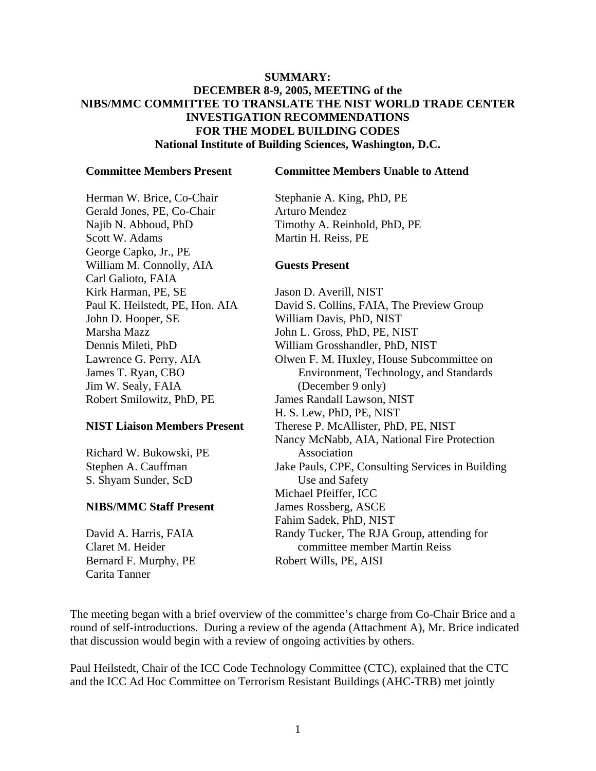**SUMMARY:**
**DECEMBER 8-9, 2005, MEETING of the**
**NIBS/MMC COMMITTEE TO TRANSLATE THE NIST WORLD TRADE CENTER INVESTIGATION RECOMMENDATIONS FOR THE MODEL BUILDING CODES**
**National Institute of Building Sciences, Washington, D.C.**

**Committee Members Present**

Herman W. Brice, Co-Chair
Gerald Jones, PE, Co-Chair
Najib N. Abboud, PhD
Scott W. Adams
George Capko, Jr., PE
William M. Connolly, AIA
Carl Galioto, FAIA
Kirk Harman, PE, SE
Paul K. Heilstedt, PE, Hon. AIA
John D. Hooper, SE
Marsha Mazz
Dennis Mileti, PhD
Lawrence G. Perry, AIA
James T. Ryan, CBO
Jim W. Sealy, FAIA
Robert Smilowitz, PhD, PE

**NIST Liaison Members Present**

Richard W. Bukowski, PE
Stephen A. Cauffman
S. Shyam Sunder, ScD

**NIBS/MMC Staff Present**

David A. Harris, FAIA
Claret M. Heider
Bernard F. Murphy, PE
Carita Tanner

**Committee Members Unable to Attend**

Stephanie A. King, PhD, PE
Arturo Mendez
Timothy A. Reinhold, PhD, PE
Martin H. Reiss, PE

**Guests Present**

Jason D. Averill, NIST
David S. Collins, FAIA, The Preview Group
William Davis, PhD, NIST
John L. Gross, PhD, PE, NIST
William Grosshandler, PhD, NIST
Olwen F. M. Huxley, House Subcommittee on Environment, Technology, and Standards (December 9 only)
James Randall Lawson, NIST
H. S. Lew, PhD, PE, NIST
Therese P. McAllister, PhD, PE, NIST
Nancy McNabb, AIA, National Fire Protection Association
Jake Pauls, CPE, Consulting Services in Building Use and Safety
Michael Pfeiffer, ICC
James Rossberg, ASCE
Fahim Sadek, PhD, NIST
Randy Tucker, The RJA Group, attending for committee member Martin Reiss
Robert Wills, PE, AISI

The meeting began with a brief overview of the committee's charge from Co-Chair Brice and a round of self-introductions. During a review of the agenda (Attachment A), Mr. Brice indicated that discussion would begin with a review of ongoing activities by others.

Paul Heilstedt, Chair of the ICC Code Technology Committee (CTC), explained that the CTC and the ICC Ad Hoc Committee on Terrorism Resistant Buildings (AHC-TRB) met jointly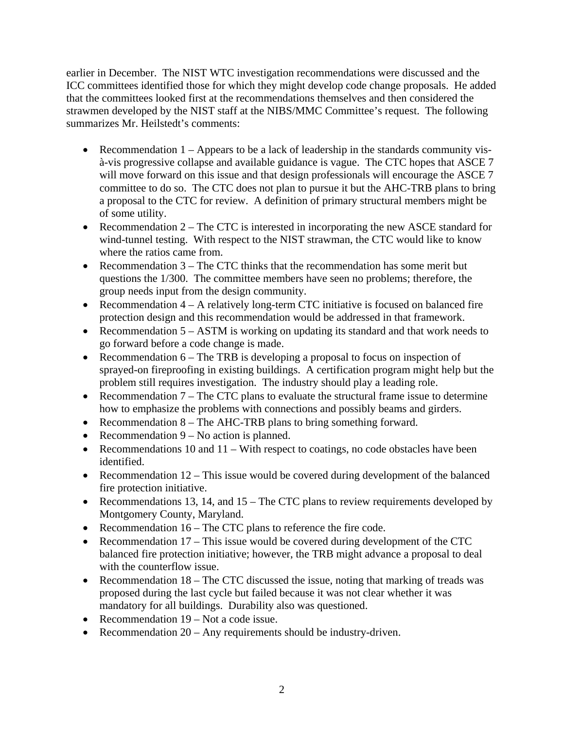earlier in December. The NIST WTC investigation recommendations were discussed and the ICC committees identified those for which they might develop code change proposals. He added that the committees looked first at the recommendations themselves and then considered the strawmen developed by the NIST staff at the NIBS/MMC Committee's request. The following summarizes Mr. Heilstedt's comments:

- Recommendation 1 – Appears to be a lack of leadership in the standards community vis-à-vis progressive collapse and available guidance is vague. The CTC hopes that ASCE 7 will move forward on this issue and that design professionals will encourage the ASCE 7 committee to do so. The CTC does not plan to pursue it but the AHC-TRB plans to bring a proposal to the CTC for review. A definition of primary structural members might be of some utility.
- Recommendation 2 – The CTC is interested in incorporating the new ASCE standard for wind-tunnel testing. With respect to the NIST strawman, the CTC would like to know where the ratios came from.
- Recommendation 3 – The CTC thinks that the recommendation has some merit but questions the 1/300. The committee members have seen no problems; therefore, the group needs input from the design community.
- Recommendation 4 – A relatively long-term CTC initiative is focused on balanced fire protection design and this recommendation would be addressed in that framework.
- Recommendation 5 – ASTM is working on updating its standard and that work needs to go forward before a code change is made.
- Recommendation 6 – The TRB is developing a proposal to focus on inspection of sprayed-on fireproofing in existing buildings. A certification program might help but the problem still requires investigation. The industry should play a leading role.
- Recommendation 7 – The CTC plans to evaluate the structural frame issue to determine how to emphasize the problems with connections and possibly beams and girders.
- Recommendation 8 – The AHC-TRB plans to bring something forward.
- Recommendation 9 – No action is planned.
- Recommendations 10 and 11 – With respect to coatings, no code obstacles have been identified.
- Recommendation 12 – This issue would be covered during development of the balanced fire protection initiative.
- Recommendations 13, 14, and 15 – The CTC plans to review requirements developed by Montgomery County, Maryland.
- Recommendation 16 – The CTC plans to reference the fire code.
- Recommendation 17 – This issue would be covered during development of the CTC balanced fire protection initiative; however, the TRB might advance a proposal to deal with the counterflow issue.
- Recommendation 18 – The CTC discussed the issue, noting that marking of treads was proposed during the last cycle but failed because it was not clear whether it was mandatory for all buildings. Durability also was questioned.
- Recommendation 19 – Not a code issue.
- Recommendation 20 – Any requirements should be industry-driven.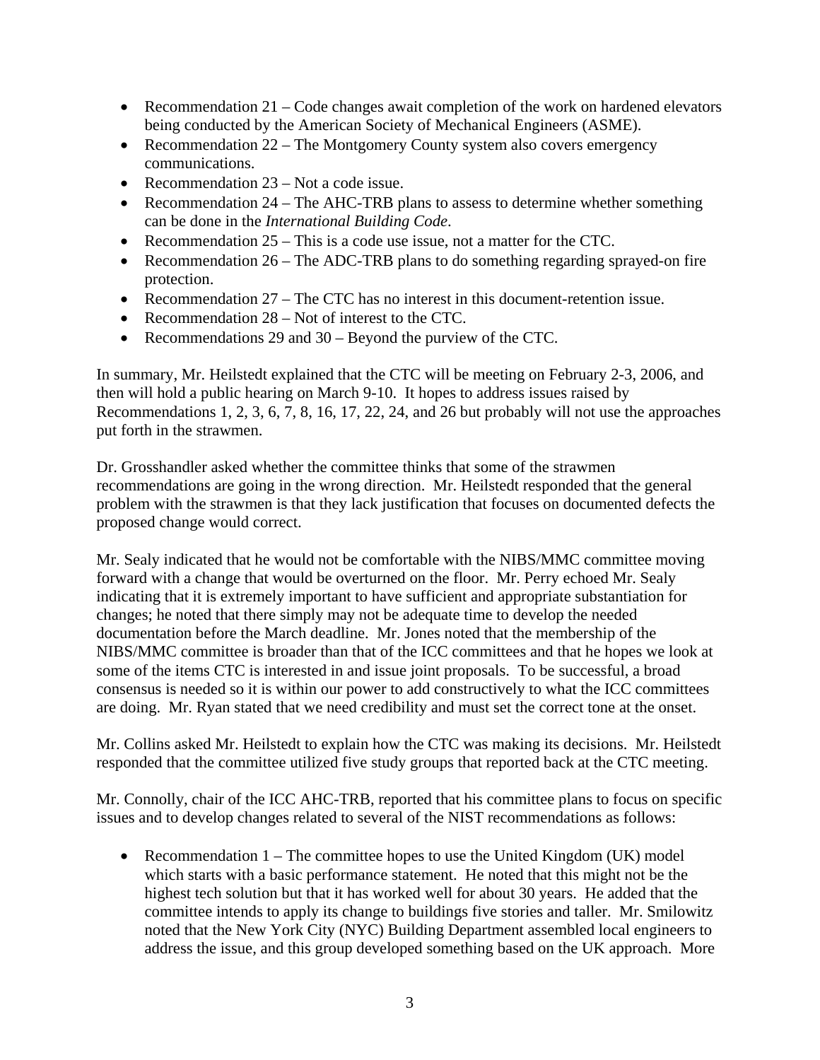- Recommendation 21 – Code changes await completion of the work on hardened elevators being conducted by the American Society of Mechanical Engineers (ASME).
- Recommendation 22 – The Montgomery County system also covers emergency communications.
- Recommendation 23 – Not a code issue.
- Recommendation 24 – The AHC-TRB plans to assess to determine whether something can be done in the *International Building Code*.
- Recommendation 25 – This is a code use issue, not a matter for the CTC.
- Recommendation 26 – The ADC-TRB plans to do something regarding sprayed-on fire protection.
- Recommendation 27 – The CTC has no interest in this document-retention issue.
- Recommendation 28 – Not of interest to the CTC.
- Recommendations 29 and 30 – Beyond the purview of the CTC.

In summary, Mr. Heilstedt explained that the CTC will be meeting on February 2-3, 2006, and then will hold a public hearing on March 9-10. It hopes to address issues raised by Recommendations 1, 2, 3, 6, 7, 8, 16, 17, 22, 24, and 26 but probably will not use the approaches put forth in the strawmen.

Dr. Grosshandler asked whether the committee thinks that some of the strawmen recommendations are going in the wrong direction. Mr. Heilstedt responded that the general problem with the strawmen is that they lack justification that focuses on documented defects the proposed change would correct.

Mr. Sealy indicated that he would not be comfortable with the NIBS/MMC committee moving forward with a change that would be overturned on the floor. Mr. Perry echoed Mr. Sealy indicating that it is extremely important to have sufficient and appropriate substantiation for changes; he noted that there simply may not be adequate time to develop the needed documentation before the March deadline. Mr. Jones noted that the membership of the NIBS/MMC committee is broader than that of the ICC committees and that he hopes we look at some of the items CTC is interested in and issue joint proposals. To be successful, a broad consensus is needed so it is within our power to add constructively to what the ICC committees are doing. Mr. Ryan stated that we need credibility and must set the correct tone at the onset.

Mr. Collins asked Mr. Heilstedt to explain how the CTC was making its decisions. Mr. Heilstedt responded that the committee utilized five study groups that reported back at the CTC meeting.

Mr. Connolly, chair of the ICC AHC-TRB, reported that his committee plans to focus on specific issues and to develop changes related to several of the NIST recommendations as follows:

- Recommendation 1 – The committee hopes to use the United Kingdom (UK) model which starts with a basic performance statement. He noted that this might not be the highest tech solution but that it has worked well for about 30 years. He added that the committee intends to apply its change to buildings five stories and taller. Mr. Smilowitz noted that the New York City (NYC) Building Department assembled local engineers to address the issue, and this group developed something based on the UK approach. More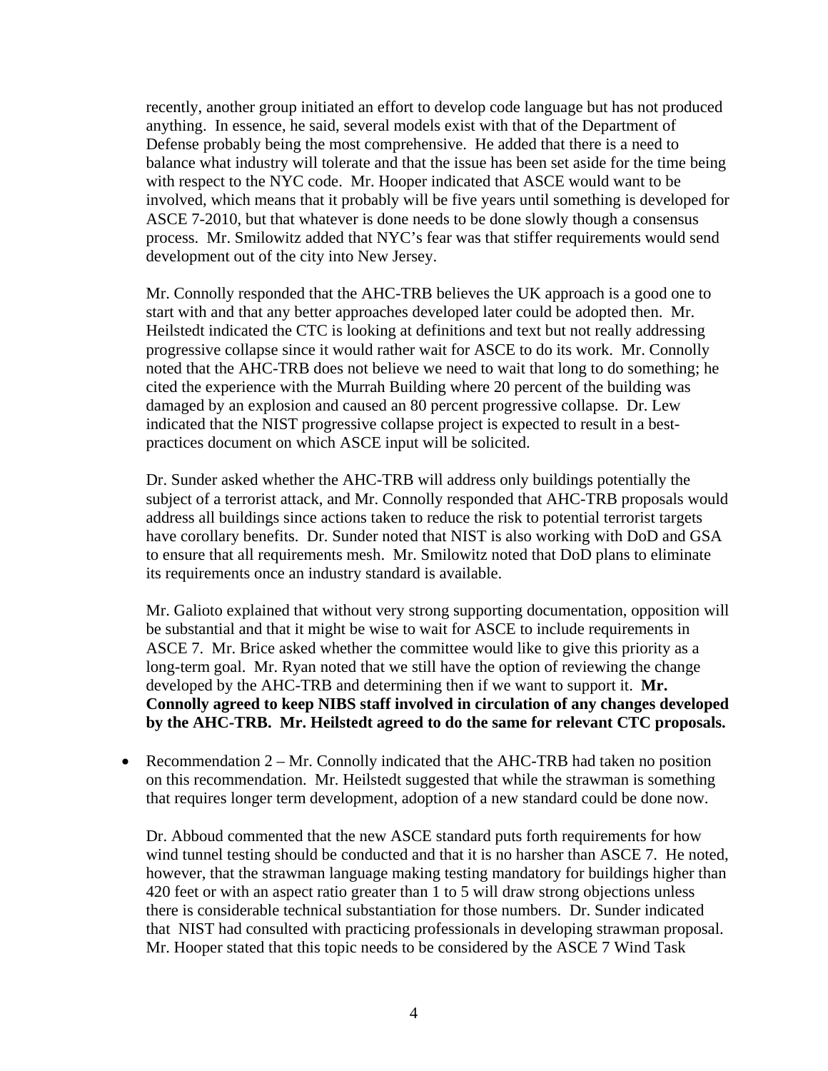recently, another group initiated an effort to develop code language but has not produced anything. In essence, he said, several models exist with that of the Department of Defense probably being the most comprehensive. He added that there is a need to balance what industry will tolerate and that the issue has been set aside for the time being with respect to the NYC code. Mr. Hooper indicated that ASCE would want to be involved, which means that it probably will be five years until something is developed for ASCE 7-2010, but that whatever is done needs to be done slowly though a consensus process. Mr. Smilowitz added that NYC's fear was that stiffer requirements would send development out of the city into New Jersey.

Mr. Connolly responded that the AHC-TRB believes the UK approach is a good one to start with and that any better approaches developed later could be adopted then. Mr. Heilstedt indicated the CTC is looking at definitions and text but not really addressing progressive collapse since it would rather wait for ASCE to do its work. Mr. Connolly noted that the AHC-TRB does not believe we need to wait that long to do something; he cited the experience with the Murrah Building where 20 percent of the building was damaged by an explosion and caused an 80 percent progressive collapse. Dr. Lew indicated that the NIST progressive collapse project is expected to result in a best-practices document on which ASCE input will be solicited.

Dr. Sunder asked whether the AHC-TRB will address only buildings potentially the subject of a terrorist attack, and Mr. Connolly responded that AHC-TRB proposals would address all buildings since actions taken to reduce the risk to potential terrorist targets have corollary benefits. Dr. Sunder noted that NIST is also working with DoD and GSA to ensure that all requirements mesh. Mr. Smilowitz noted that DoD plans to eliminate its requirements once an industry standard is available.

Mr. Galioto explained that without very strong supporting documentation, opposition will be substantial and that it might be wise to wait for ASCE to include requirements in ASCE 7. Mr. Brice asked whether the committee would like to give this priority as a long-term goal. Mr. Ryan noted that we still have the option of reviewing the change developed by the AHC-TRB and determining then if we want to support it. **Mr. Connolly agreed to keep NIBS staff involved in circulation of any changes developed by the AHC-TRB. Mr. Heilstedt agreed to do the same for relevant CTC proposals.**

- Recommendation 2 – Mr. Connolly indicated that the AHC-TRB had taken no position on this recommendation. Mr. Heilstedt suggested that while the strawman is something that requires longer term development, adoption of a new standard could be done now.

  Dr. Abboud commented that the new ASCE standard puts forth requirements for how wind tunnel testing should be conducted and that it is no harsher than ASCE 7. He noted, however, that the strawman language making testing mandatory for buildings higher than 420 feet or with an aspect ratio greater than 1 to 5 will draw strong objections unless there is considerable technical substantiation for those numbers. Dr. Sunder indicated that NIST had consulted with practicing professionals in developing strawman proposal. Mr. Hooper stated that this topic needs to be considered by the ASCE 7 Wind Task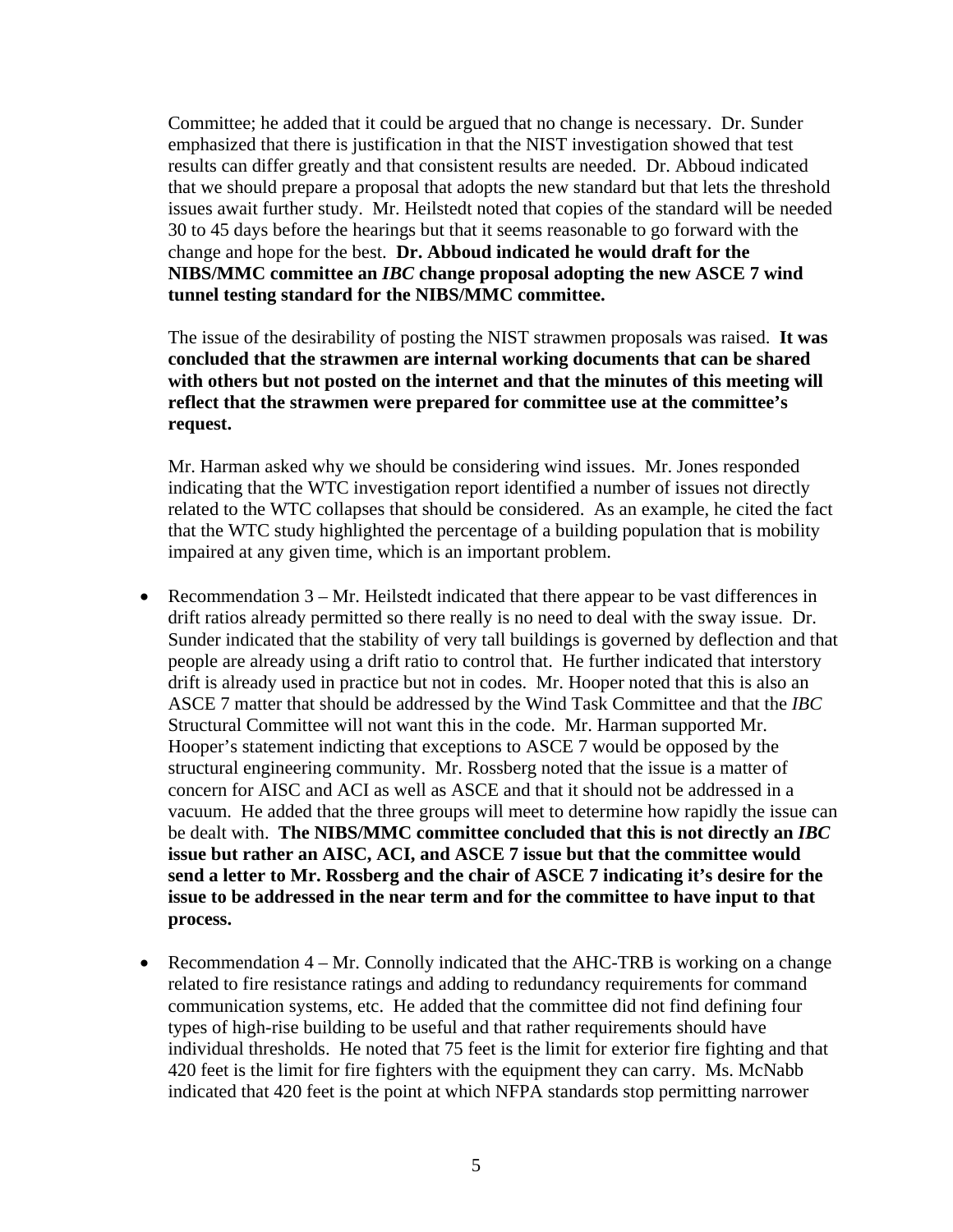Committee; he added that it could be argued that no change is necessary. Dr. Sunder emphasized that there is justification in that the NIST investigation showed that test results can differ greatly and that consistent results are needed. Dr. Abboud indicated that we should prepare a proposal that adopts the new standard but that lets the threshold issues await further study. Mr. Heilstedt noted that copies of the standard will be needed 30 to 45 days before the hearings but that it seems reasonable to go forward with the change and hope for the best. **Dr. Abboud indicated he would draft for the NIBS/MMC committee an *IBC* change proposal adopting the new ASCE 7 wind tunnel testing standard for the NIBS/MMC committee.**

The issue of the desirability of posting the NIST strawmen proposals was raised. **It was concluded that the strawmen are internal working documents that can be shared with others but not posted on the internet and that the minutes of this meeting will reflect that the strawmen were prepared for committee use at the committee's request.**

Mr. Harman asked why we should be considering wind issues. Mr. Jones responded indicating that the WTC investigation report identified a number of issues not directly related to the WTC collapses that should be considered. As an example, he cited the fact that the WTC study highlighted the percentage of a building population that is mobility impaired at any given time, which is an important problem.

- Recommendation 3 – Mr. Heilstedt indicated that there appear to be vast differences in drift ratios already permitted so there really is no need to deal with the sway issue. Dr. Sunder indicated that the stability of very tall buildings is governed by deflection and that people are already using a drift ratio to control that. He further indicated that interstory drift is already used in practice but not in codes. Mr. Hooper noted that this is also an ASCE 7 matter that should be addressed by the Wind Task Committee and that the *IBC* Structural Committee will not want this in the code. Mr. Harman supported Mr. Hooper's statement indicting that exceptions to ASCE 7 would be opposed by the structural engineering community. Mr. Rossberg noted that the issue is a matter of concern for AISC and ACI as well as ASCE and that it should not be addressed in a vacuum. He added that the three groups will meet to determine how rapidly the issue can be dealt with. **The NIBS/MMC committee concluded that this is not directly an *IBC* issue but rather an AISC, ACI, and ASCE 7 issue but that the committee would send a letter to Mr. Rossberg and the chair of ASCE 7 indicating it's desire for the issue to be addressed in the near term and for the committee to have input to that process.**

- Recommendation 4 – Mr. Connolly indicated that the AHC-TRB is working on a change related to fire resistance ratings and adding to redundancy requirements for command communication systems, etc. He added that the committee did not find defining four types of high-rise building to be useful and that rather requirements should have individual thresholds. He noted that 75 feet is the limit for exterior fire fighting and that 420 feet is the limit for fire fighters with the equipment they can carry. Ms. McNabb indicated that 420 feet is the point at which NFPA standards stop permitting narrower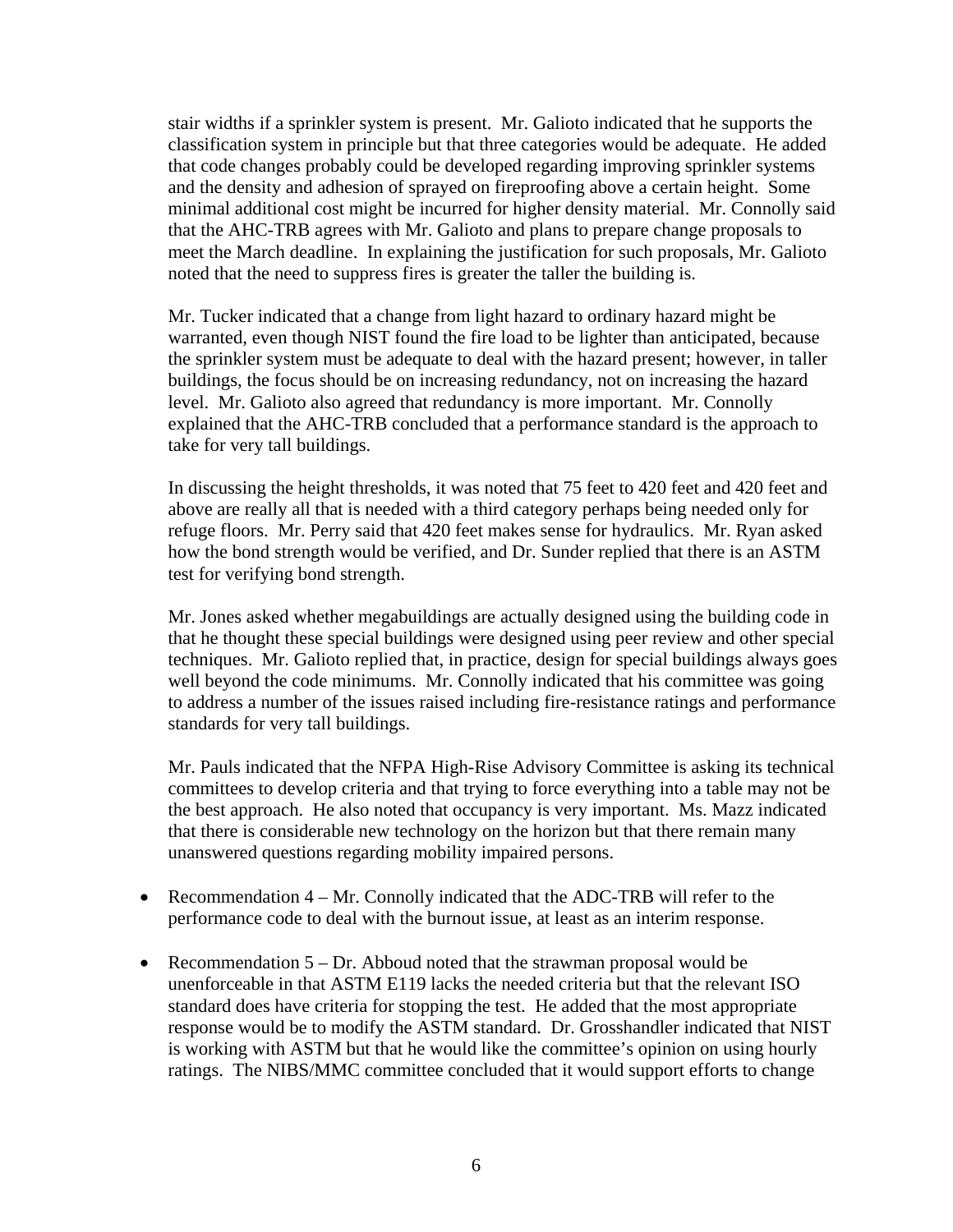stair widths if a sprinkler system is present. Mr. Galioto indicated that he supports the classification system in principle but that three categories would be adequate. He added that code changes probably could be developed regarding improving sprinkler systems and the density and adhesion of sprayed on fireproofing above a certain height. Some minimal additional cost might be incurred for higher density material. Mr. Connolly said that the AHC-TRB agrees with Mr. Galioto and plans to prepare change proposals to meet the March deadline. In explaining the justification for such proposals, Mr. Galioto noted that the need to suppress fires is greater the taller the building is.

Mr. Tucker indicated that a change from light hazard to ordinary hazard might be warranted, even though NIST found the fire load to be lighter than anticipated, because the sprinkler system must be adequate to deal with the hazard present; however, in taller buildings, the focus should be on increasing redundancy, not on increasing the hazard level. Mr. Galioto also agreed that redundancy is more important. Mr. Connolly explained that the AHC-TRB concluded that a performance standard is the approach to take for very tall buildings.

In discussing the height thresholds, it was noted that 75 feet to 420 feet and 420 feet and above are really all that is needed with a third category perhaps being needed only for refuge floors. Mr. Perry said that 420 feet makes sense for hydraulics. Mr. Ryan asked how the bond strength would be verified, and Dr. Sunder replied that there is an ASTM test for verifying bond strength.

Mr. Jones asked whether megabuildings are actually designed using the building code in that he thought these special buildings were designed using peer review and other special techniques. Mr. Galioto replied that, in practice, design for special buildings always goes well beyond the code minimums. Mr. Connolly indicated that his committee was going to address a number of the issues raised including fire-resistance ratings and performance standards for very tall buildings.

Mr. Pauls indicated that the NFPA High-Rise Advisory Committee is asking its technical committees to develop criteria and that trying to force everything into a table may not be the best approach. He also noted that occupancy is very important. Ms. Mazz indicated that there is considerable new technology on the horizon but that there remain many unanswered questions regarding mobility impaired persons.

- Recommendation 4 – Mr. Connolly indicated that the ADC-TRB will refer to the performance code to deal with the burnout issue, at least as an interim response.
- Recommendation 5 – Dr. Abboud noted that the strawman proposal would be unenforceable in that ASTM E119 lacks the needed criteria but that the relevant ISO standard does have criteria for stopping the test. He added that the most appropriate response would be to modify the ASTM standard. Dr. Grosshandler indicated that NIST is working with ASTM but that he would like the committee's opinion on using hourly ratings. The NIBS/MMC committee concluded that it would support efforts to change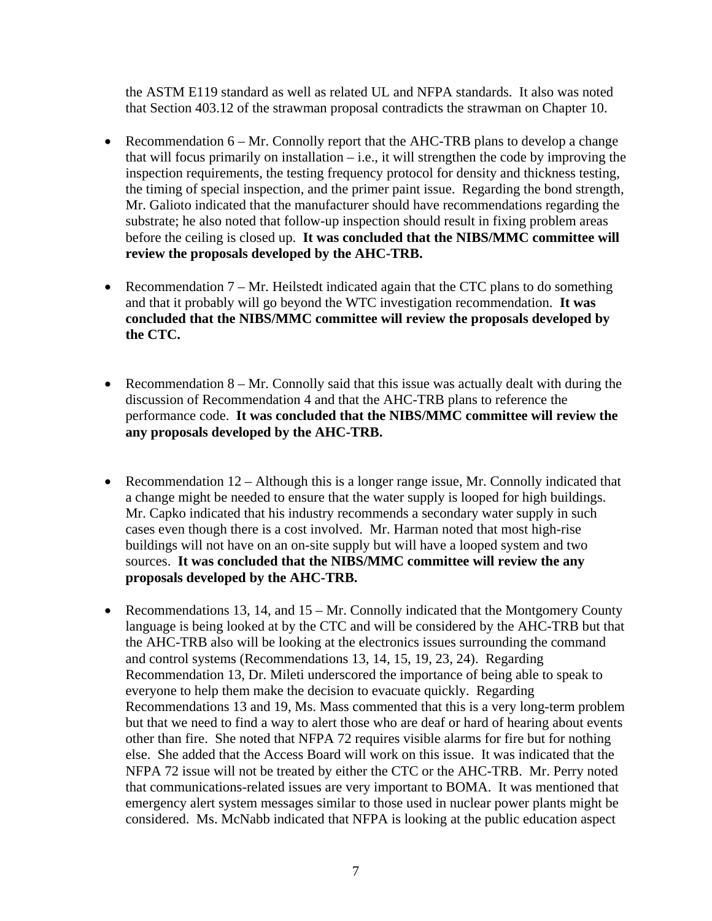the ASTM E119 standard as well as related UL and NFPA standards. It also was noted that Section 403.12 of the strawman proposal contradicts the strawman on Chapter 10.

- Recommendation 6 – Mr. Connolly report that the AHC-TRB plans to develop a change that will focus primarily on installation – i.e., it will strengthen the code by improving the inspection requirements, the testing frequency protocol for density and thickness testing, the timing of special inspection, and the primer paint issue. Regarding the bond strength, Mr. Galioto indicated that the manufacturer should have recommendations regarding the substrate; he also noted that follow-up inspection should result in fixing problem areas before the ceiling is closed up. **It was concluded that the NIBS/MMC committee will review the proposals developed by the AHC-TRB.**

- Recommendation 7 – Mr. Heilstedt indicated again that the CTC plans to do something and that it probably will go beyond the WTC investigation recommendation. **It was concluded that the NIBS/MMC committee will review the proposals developed by the CTC.**

- Recommendation 8 – Mr. Connolly said that this issue was actually dealt with during the discussion of Recommendation 4 and that the AHC-TRB plans to reference the performance code. **It was concluded that the NIBS/MMC committee will review the any proposals developed by the AHC-TRB.**

- Recommendation 12 – Although this is a longer range issue, Mr. Connolly indicated that a change might be needed to ensure that the water supply is looped for high buildings. Mr. Capko indicated that his industry recommends a secondary water supply in such cases even though there is a cost involved. Mr. Harman noted that most high-rise buildings will not have on an on-site supply but will have a looped system and two sources. **It was concluded that the NIBS/MMC committee will review the any proposals developed by the AHC-TRB.**

- Recommendations 13, 14, and 15 – Mr. Connolly indicated that the Montgomery County language is being looked at by the CTC and will be considered by the AHC-TRB but that the AHC-TRB also will be looking at the electronics issues surrounding the command and control systems (Recommendations 13, 14, 15, 19, 23, 24). Regarding Recommendation 13, Dr. Mileti underscored the importance of being able to speak to everyone to help them make the decision to evacuate quickly. Regarding Recommendations 13 and 19, Ms. Mass commented that this is a very long-term problem but that we need to find a way to alert those who are deaf or hard of hearing about events other than fire. She noted that NFPA 72 requires visible alarms for fire but for nothing else. She added that the Access Board will work on this issue. It was indicated that the NFPA 72 issue will not be treated by either the CTC or the AHC-TRB. Mr. Perry noted that communications-related issues are very important to BOMA. It was mentioned that emergency alert system messages similar to those used in nuclear power plants might be considered. Ms. McNabb indicated that NFPA is looking at the public education aspect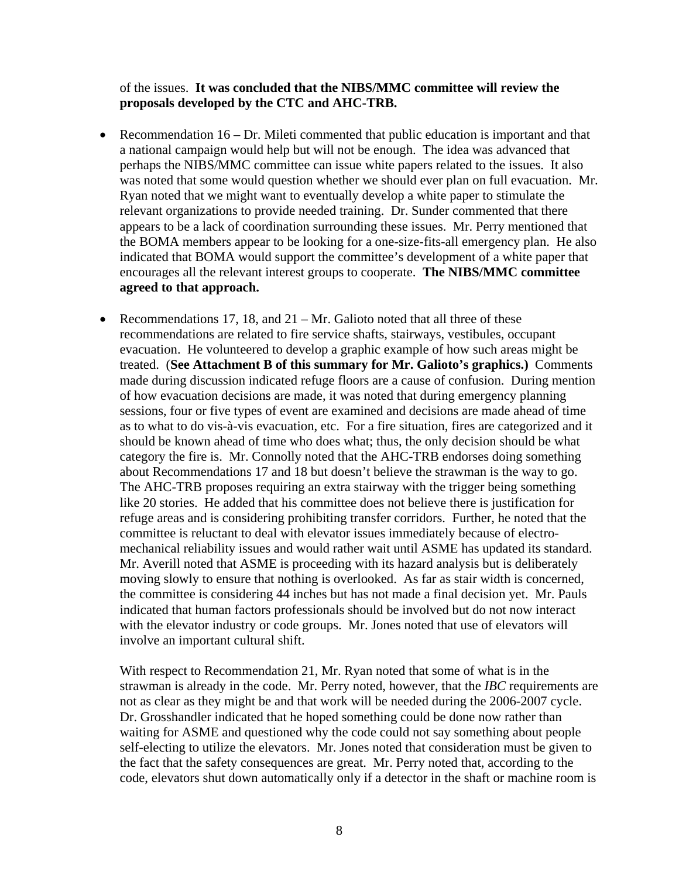of the issues. **It was concluded that the NIBS/MMC committee will review the proposals developed by the CTC and AHC-TRB.**

- Recommendation 16 – Dr. Mileti commented that public education is important and that a national campaign would help but will not be enough. The idea was advanced that perhaps the NIBS/MMC committee can issue white papers related to the issues. It also was noted that some would question whether we should ever plan on full evacuation. Mr. Ryan noted that we might want to eventually develop a white paper to stimulate the relevant organizations to provide needed training. Dr. Sunder commented that there appears to be a lack of coordination surrounding these issues. Mr. Perry mentioned that the BOMA members appear to be looking for a one-size-fits-all emergency plan. He also indicated that BOMA would support the committee's development of a white paper that encourages all the relevant interest groups to cooperate. **The NIBS/MMC committee agreed to that approach.**

- Recommendations 17, 18, and 21 – Mr. Galioto noted that all three of these recommendations are related to fire service shafts, stairways, vestibules, occupant evacuation. He volunteered to develop a graphic example of how such areas might be treated. (**See Attachment B of this summary for Mr. Galioto's graphics.**) Comments made during discussion indicated refuge floors are a cause of confusion. During mention of how evacuation decisions are made, it was noted that during emergency planning sessions, four or five types of event are examined and decisions are made ahead of time as to what to do vis-à-vis evacuation, etc. For a fire situation, fires are categorized and it should be known ahead of time who does what; thus, the only decision should be what category the fire is. Mr. Connolly noted that the AHC-TRB endorses doing something about Recommendations 17 and 18 but doesn't believe the strawman is the way to go. The AHC-TRB proposes requiring an extra stairway with the trigger being something like 20 stories. He added that his committee does not believe there is justification for refuge areas and is considering prohibiting transfer corridors. Further, he noted that the committee is reluctant to deal with elevator issues immediately because of electro-mechanical reliability issues and would rather wait until ASME has updated its standard. Mr. Averill noted that ASME is proceeding with its hazard analysis but is deliberately moving slowly to ensure that nothing is overlooked. As far as stair width is concerned, the committee is considering 44 inches but has not made a final decision yet. Mr. Pauls indicated that human factors professionals should be involved but do not now interact with the elevator industry or code groups. Mr. Jones noted that use of elevators will involve an important cultural shift.

  With respect to Recommendation 21, Mr. Ryan noted that some of what is in the strawman is already in the code. Mr. Perry noted, however, that the *IBC* requirements are not as clear as they might be and that work will be needed during the 2006-2007 cycle. Dr. Grosshandler indicated that he hoped something could be done now rather than waiting for ASME and questioned why the code could not say something about people self-electing to utilize the elevators. Mr. Jones noted that consideration must be given to the fact that the safety consequences are great. Mr. Perry noted that, according to the code, elevators shut down automatically only if a detector in the shaft or machine room is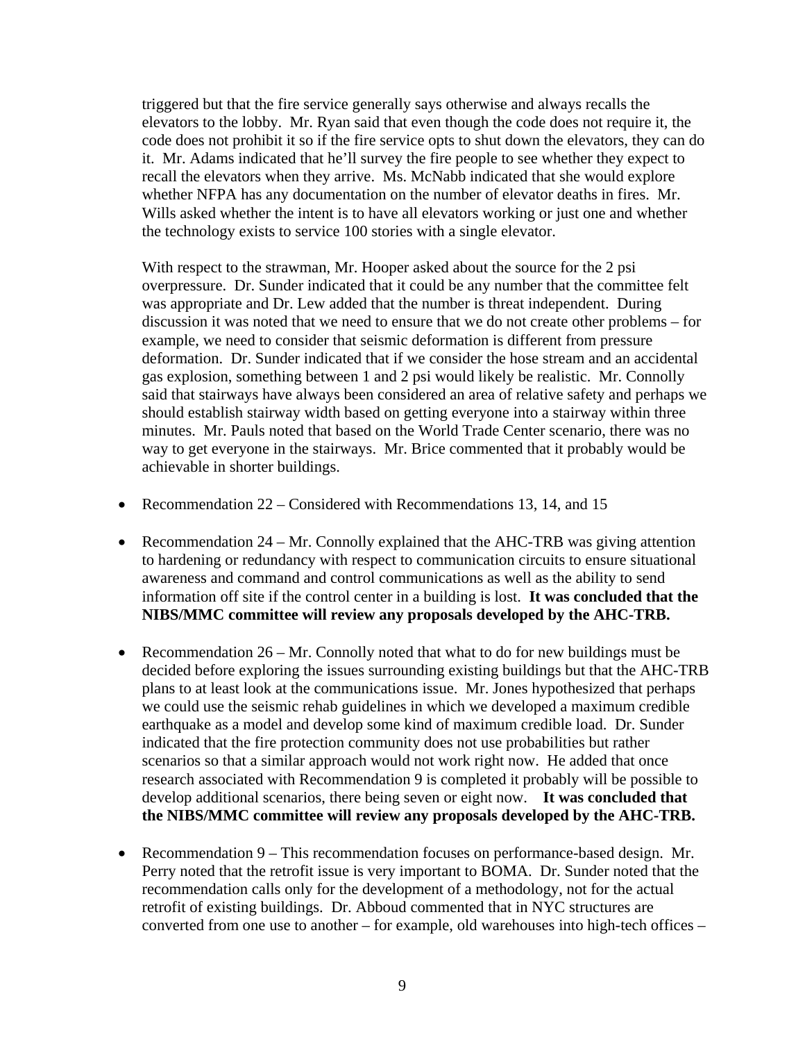triggered but that the fire service generally says otherwise and always recalls the elevators to the lobby. Mr. Ryan said that even though the code does not require it, the code does not prohibit it so if the fire service opts to shut down the elevators, they can do it. Mr. Adams indicated that he'll survey the fire people to see whether they expect to recall the elevators when they arrive. Ms. McNabb indicated that she would explore whether NFPA has any documentation on the number of elevator deaths in fires. Mr. Wills asked whether the intent is to have all elevators working or just one and whether the technology exists to service 100 stories with a single elevator.

With respect to the strawman, Mr. Hooper asked about the source for the 2 psi overpressure. Dr. Sunder indicated that it could be any number that the committee felt was appropriate and Dr. Lew added that the number is threat independent. During discussion it was noted that we need to ensure that we do not create other problems – for example, we need to consider that seismic deformation is different from pressure deformation. Dr. Sunder indicated that if we consider the hose stream and an accidental gas explosion, something between 1 and 2 psi would likely be realistic. Mr. Connolly said that stairways have always been considered an area of relative safety and perhaps we should establish stairway width based on getting everyone into a stairway within three minutes. Mr. Pauls noted that based on the World Trade Center scenario, there was no way to get everyone in the stairways. Mr. Brice commented that it probably would be achievable in shorter buildings.

- Recommendation 22 – Considered with Recommendations 13, 14, and 15

- Recommendation 24 – Mr. Connolly explained that the AHC-TRB was giving attention to hardening or redundancy with respect to communication circuits to ensure situational awareness and command and control communications as well as the ability to send information off site if the control center in a building is lost. **It was concluded that the NIBS/MMC committee will review any proposals developed by the AHC-TRB.**

- Recommendation 26 – Mr. Connolly noted that what to do for new buildings must be decided before exploring the issues surrounding existing buildings but that the AHC-TRB plans to at least look at the communications issue. Mr. Jones hypothesized that perhaps we could use the seismic rehab guidelines in which we developed a maximum credible earthquake as a model and develop some kind of maximum credible load. Dr. Sunder indicated that the fire protection community does not use probabilities but rather scenarios so that a similar approach would not work right now. He added that once research associated with Recommendation 9 is completed it probably will be possible to develop additional scenarios, there being seven or eight now. **It was concluded that the NIBS/MMC committee will review any proposals developed by the AHC-TRB.**

- Recommendation 9 – This recommendation focuses on performance-based design. Mr. Perry noted that the retrofit issue is very important to BOMA. Dr. Sunder noted that the recommendation calls only for the development of a methodology, not for the actual retrofit of existing buildings. Dr. Abboud commented that in NYC structures are converted from one use to another – for example, old warehouses into high-tech offices –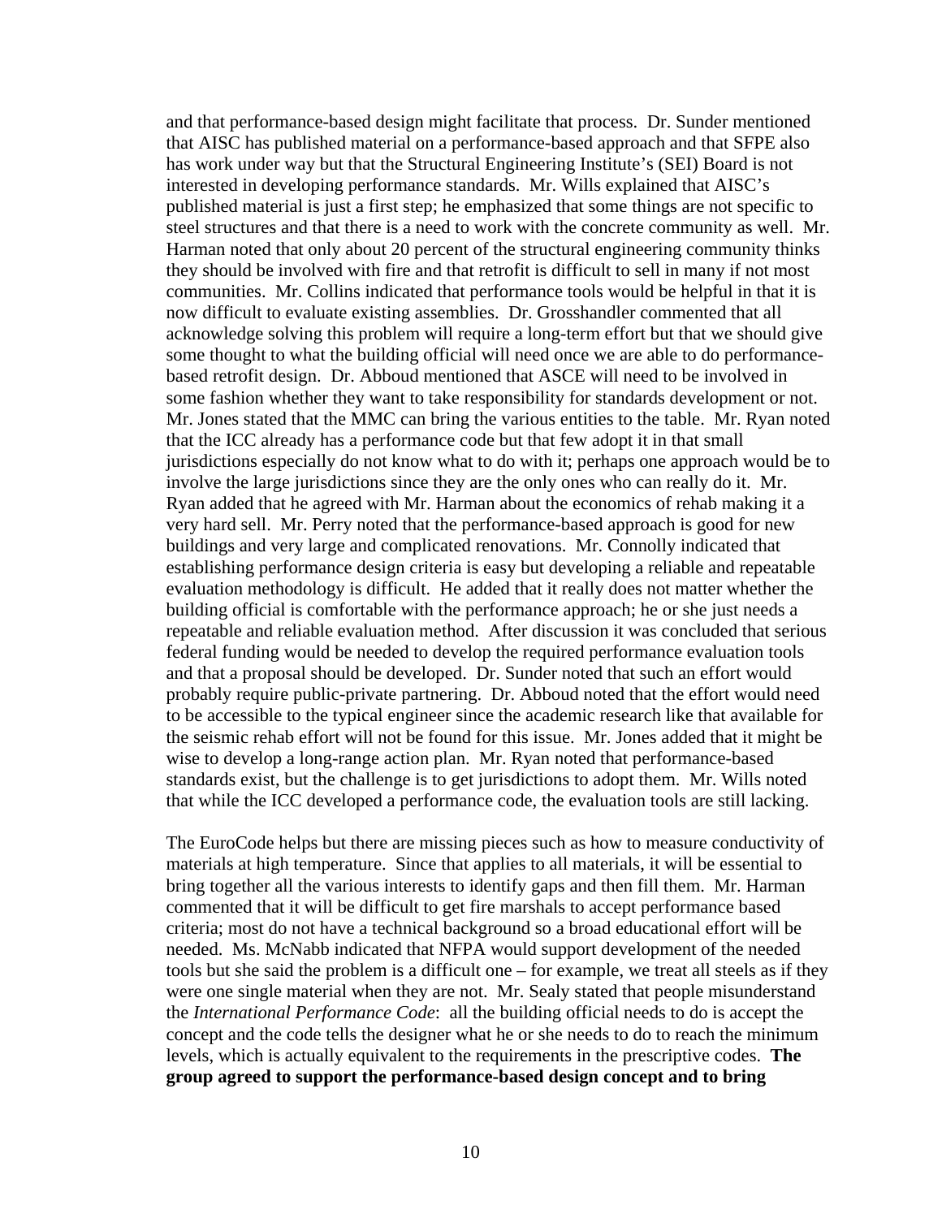and that performance-based design might facilitate that process. Dr. Sunder mentioned that AISC has published material on a performance-based approach and that SFPE also has work under way but that the Structural Engineering Institute's (SEI) Board is not interested in developing performance standards. Mr. Wills explained that AISC's published material is just a first step; he emphasized that some things are not specific to steel structures and that there is a need to work with the concrete community as well. Mr. Harman noted that only about 20 percent of the structural engineering community thinks they should be involved with fire and that retrofit is difficult to sell in many if not most communities. Mr. Collins indicated that performance tools would be helpful in that it is now difficult to evaluate existing assemblies. Dr. Grosshandler commented that all acknowledge solving this problem will require a long-term effort but that we should give some thought to what the building official will need once we are able to do performance-based retrofit design. Dr. Abboud mentioned that ASCE will need to be involved in some fashion whether they want to take responsibility for standards development or not. Mr. Jones stated that the MMC can bring the various entities to the table. Mr. Ryan noted that the ICC already has a performance code but that few adopt it in that small jurisdictions especially do not know what to do with it; perhaps one approach would be to involve the large jurisdictions since they are the only ones who can really do it. Mr. Ryan added that he agreed with Mr. Harman about the economics of rehab making it a very hard sell. Mr. Perry noted that the performance-based approach is good for new buildings and very large and complicated renovations. Mr. Connolly indicated that establishing performance design criteria is easy but developing a reliable and repeatable evaluation methodology is difficult. He added that it really does not matter whether the building official is comfortable with the performance approach; he or she just needs a repeatable and reliable evaluation method. After discussion it was concluded that serious federal funding would be needed to develop the required performance evaluation tools and that a proposal should be developed. Dr. Sunder noted that such an effort would probably require public-private partnering. Dr. Abboud noted that the effort would need to be accessible to the typical engineer since the academic research like that available for the seismic rehab effort will not be found for this issue. Mr. Jones added that it might be wise to develop a long-range action plan. Mr. Ryan noted that performance-based standards exist, but the challenge is to get jurisdictions to adopt them. Mr. Wills noted that while the ICC developed a performance code, the evaluation tools are still lacking.

The EuroCode helps but there are missing pieces such as how to measure conductivity of materials at high temperature. Since that applies to all materials, it will be essential to bring together all the various interests to identify gaps and then fill them. Mr. Harman commented that it will be difficult to get fire marshals to accept performance based criteria; most do not have a technical background so a broad educational effort will be needed. Ms. McNabb indicated that NFPA would support development of the needed tools but she said the problem is a difficult one – for example, we treat all steels as if they were one single material when they are not. Mr. Sealy stated that people misunderstand the *International Performance Code*: all the building official needs to do is accept the concept and the code tells the designer what he or she needs to do to reach the minimum levels, which is actually equivalent to the requirements in the prescriptive codes. **The group agreed to support the performance-based design concept and to bring**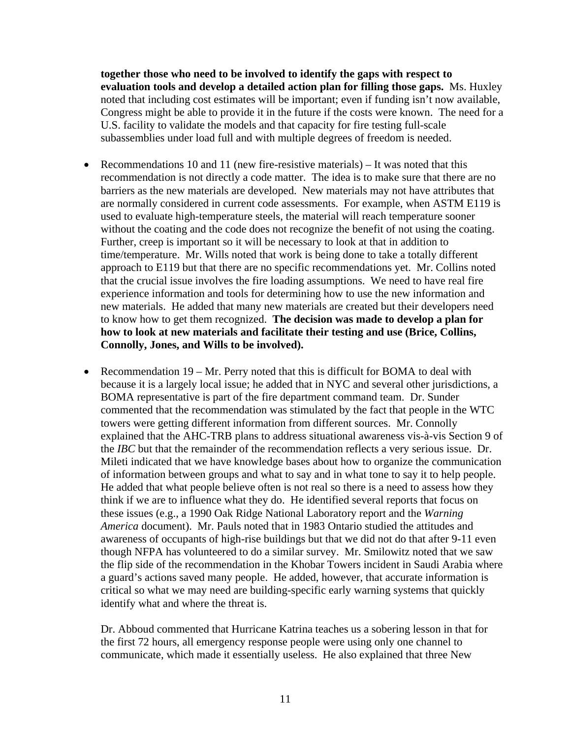**together those who need to be involved to identify the gaps with respect to evaluation tools and develop a detailed action plan for filling those gaps.** Ms. Huxley noted that including cost estimates will be important; even if funding isn't now available, Congress might be able to provide it in the future if the costs were known. The need for a U.S. facility to validate the models and that capacity for fire testing full-scale subassemblies under load full and with multiple degrees of freedom is needed.

- Recommendations 10 and 11 (new fire-resistive materials) – It was noted that this recommendation is not directly a code matter. The idea is to make sure that there are no barriers as the new materials are developed. New materials may not have attributes that are normally considered in current code assessments. For example, when ASTM E119 is used to evaluate high-temperature steels, the material will reach temperature sooner without the coating and the code does not recognize the benefit of not using the coating. Further, creep is important so it will be necessary to look at that in addition to time/temperature. Mr. Wills noted that work is being done to take a totally different approach to E119 but that there are no specific recommendations yet. Mr. Collins noted that the crucial issue involves the fire loading assumptions. We need to have real fire experience information and tools for determining how to use the new information and new materials. He added that many new materials are created but their developers need to know how to get them recognized. **The decision was made to develop a plan for how to look at new materials and facilitate their testing and use (Brice, Collins, Connolly, Jones, and Wills to be involved).**

- Recommendation 19 – Mr. Perry noted that this is difficult for BOMA to deal with because it is a largely local issue; he added that in NYC and several other jurisdictions, a BOMA representative is part of the fire department command team. Dr. Sunder commented that the recommendation was stimulated by the fact that people in the WTC towers were getting different information from different sources. Mr. Connolly explained that the AHC-TRB plans to address situational awareness vis-à-vis Section 9 of the *IBC* but that the remainder of the recommendation reflects a very serious issue. Dr. Mileti indicated that we have knowledge bases about how to organize the communication of information between groups and what to say and in what tone to say it to help people. He added that what people believe often is not real so there is a need to assess how they think if we are to influence what they do. He identified several reports that focus on these issues (e.g., a 1990 Oak Ridge National Laboratory report and the *Warning America* document). Mr. Pauls noted that in 1983 Ontario studied the attitudes and awareness of occupants of high-rise buildings but that we did not do that after 9-11 even though NFPA has volunteered to do a similar survey. Mr. Smilowitz noted that we saw the flip side of the recommendation in the Khobar Towers incident in Saudi Arabia where a guard's actions saved many people. He added, however, that accurate information is critical so what we may need are building-specific early warning systems that quickly identify what and where the threat is.

  Dr. Abboud commented that Hurricane Katrina teaches us a sobering lesson in that for the first 72 hours, all emergency response people were using only one channel to communicate, which made it essentially useless. He also explained that three New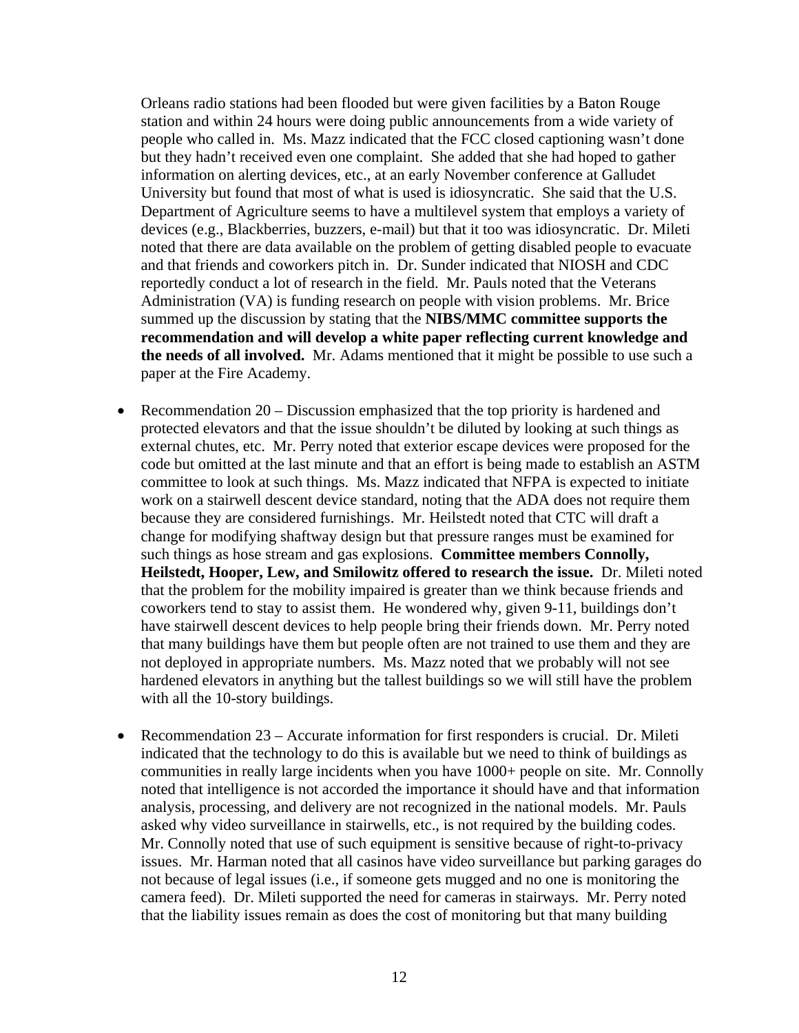Orleans radio stations had been flooded but were given facilities by a Baton Rouge station and within 24 hours were doing public announcements from a wide variety of people who called in. Ms. Mazz indicated that the FCC closed captioning wasn't done but they hadn't received even one complaint. She added that she had hoped to gather information on alerting devices, etc., at an early November conference at Galludet University but found that most of what is used is idiosyncratic. She said that the U.S. Department of Agriculture seems to have a multilevel system that employs a variety of devices (e.g., Blackberries, buzzers, e-mail) but that it too was idiosyncratic. Dr. Mileti noted that there are data available on the problem of getting disabled people to evacuate and that friends and coworkers pitch in. Dr. Sunder indicated that NIOSH and CDC reportedly conduct a lot of research in the field. Mr. Pauls noted that the Veterans Administration (VA) is funding research on people with vision problems. Mr. Brice summed up the discussion by stating that the **NIBS/MMC committee supports the recommendation and will develop a white paper reflecting current knowledge and the needs of all involved.** Mr. Adams mentioned that it might be possible to use such a paper at the Fire Academy.

- Recommendation 20 – Discussion emphasized that the top priority is hardened and protected elevators and that the issue shouldn't be diluted by looking at such things as external chutes, etc. Mr. Perry noted that exterior escape devices were proposed for the code but omitted at the last minute and that an effort is being made to establish an ASTM committee to look at such things. Ms. Mazz indicated that NFPA is expected to initiate work on a stairwell descent device standard, noting that the ADA does not require them because they are considered furnishings. Mr. Heilstedt noted that CTC will draft a change for modifying shaftway design but that pressure ranges must be examined for such things as hose stream and gas explosions. **Committee members Connolly, Heilstedt, Hooper, Lew, and Smilowitz offered to research the issue.** Dr. Mileti noted that the problem for the mobility impaired is greater than we think because friends and coworkers tend to stay to assist them. He wondered why, given 9-11, buildings don't have stairwell descent devices to help people bring their friends down. Mr. Perry noted that many buildings have them but people often are not trained to use them and they are not deployed in appropriate numbers. Ms. Mazz noted that we probably will not see hardened elevators in anything but the tallest buildings so we will still have the problem with all the 10-story buildings.

- Recommendation 23 – Accurate information for first responders is crucial. Dr. Mileti indicated that the technology to do this is available but we need to think of buildings as communities in really large incidents when you have 1000+ people on site. Mr. Connolly noted that intelligence is not accorded the importance it should have and that information analysis, processing, and delivery are not recognized in the national models. Mr. Pauls asked why video surveillance in stairwells, etc., is not required by the building codes. Mr. Connolly noted that use of such equipment is sensitive because of right-to-privacy issues. Mr. Harman noted that all casinos have video surveillance but parking garages do not because of legal issues (i.e., if someone gets mugged and no one is monitoring the camera feed). Dr. Mileti supported the need for cameras in stairways. Mr. Perry noted that the liability issues remain as does the cost of monitoring but that many building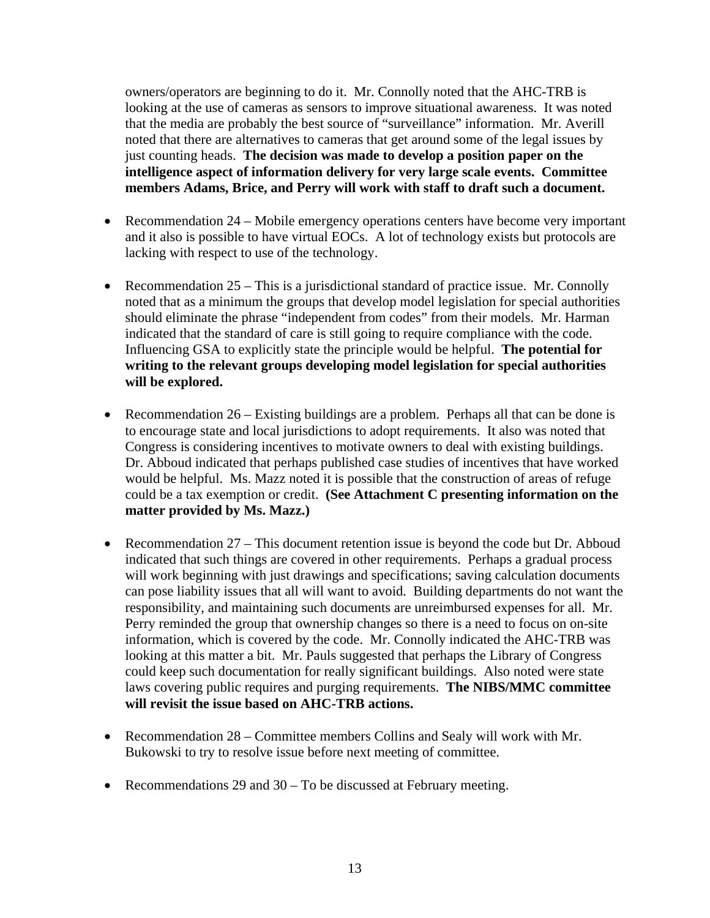owners/operators are beginning to do it. Mr. Connolly noted that the AHC-TRB is looking at the use of cameras as sensors to improve situational awareness. It was noted that the media are probably the best source of "surveillance" information. Mr. Averill noted that there are alternatives to cameras that get around some of the legal issues by just counting heads. **The decision was made to develop a position paper on the intelligence aspect of information delivery for very large scale events. Committee members Adams, Brice, and Perry will work with staff to draft such a document.**

- Recommendation 24 – Mobile emergency operations centers have become very important and it also is possible to have virtual EOCs. A lot of technology exists but protocols are lacking with respect to use of the technology.

- Recommendation 25 – This is a jurisdictional standard of practice issue. Mr. Connolly noted that as a minimum the groups that develop model legislation for special authorities should eliminate the phrase "independent from codes" from their models. Mr. Harman indicated that the standard of care is still going to require compliance with the code. Influencing GSA to explicitly state the principle would be helpful. **The potential for writing to the relevant groups developing model legislation for special authorities will be explored.**

- Recommendation 26 – Existing buildings are a problem. Perhaps all that can be done is to encourage state and local jurisdictions to adopt requirements. It also was noted that Congress is considering incentives to motivate owners to deal with existing buildings. Dr. Abboud indicated that perhaps published case studies of incentives that have worked would be helpful. Ms. Mazz noted it is possible that the construction of areas of refuge could be a tax exemption or credit. **(See Attachment C presenting information on the matter provided by Ms. Mazz.)**

- Recommendation 27 – This document retention issue is beyond the code but Dr. Abboud indicated that such things are covered in other requirements. Perhaps a gradual process will work beginning with just drawings and specifications; saving calculation documents can pose liability issues that all will want to avoid. Building departments do not want the responsibility, and maintaining such documents are unreimbursed expenses for all. Mr. Perry reminded the group that ownership changes so there is a need to focus on on-site information, which is covered by the code. Mr. Connolly indicated the AHC-TRB was looking at this matter a bit. Mr. Pauls suggested that perhaps the Library of Congress could keep such documentation for really significant buildings. Also noted were state laws covering public requires and purging requirements. **The NIBS/MMC committee will revisit the issue based on AHC-TRB actions.**

- Recommendation 28 – Committee members Collins and Sealy will work with Mr. Bukowski to try to resolve issue before next meeting of committee.

- Recommendations 29 and 30 – To be discussed at February meeting.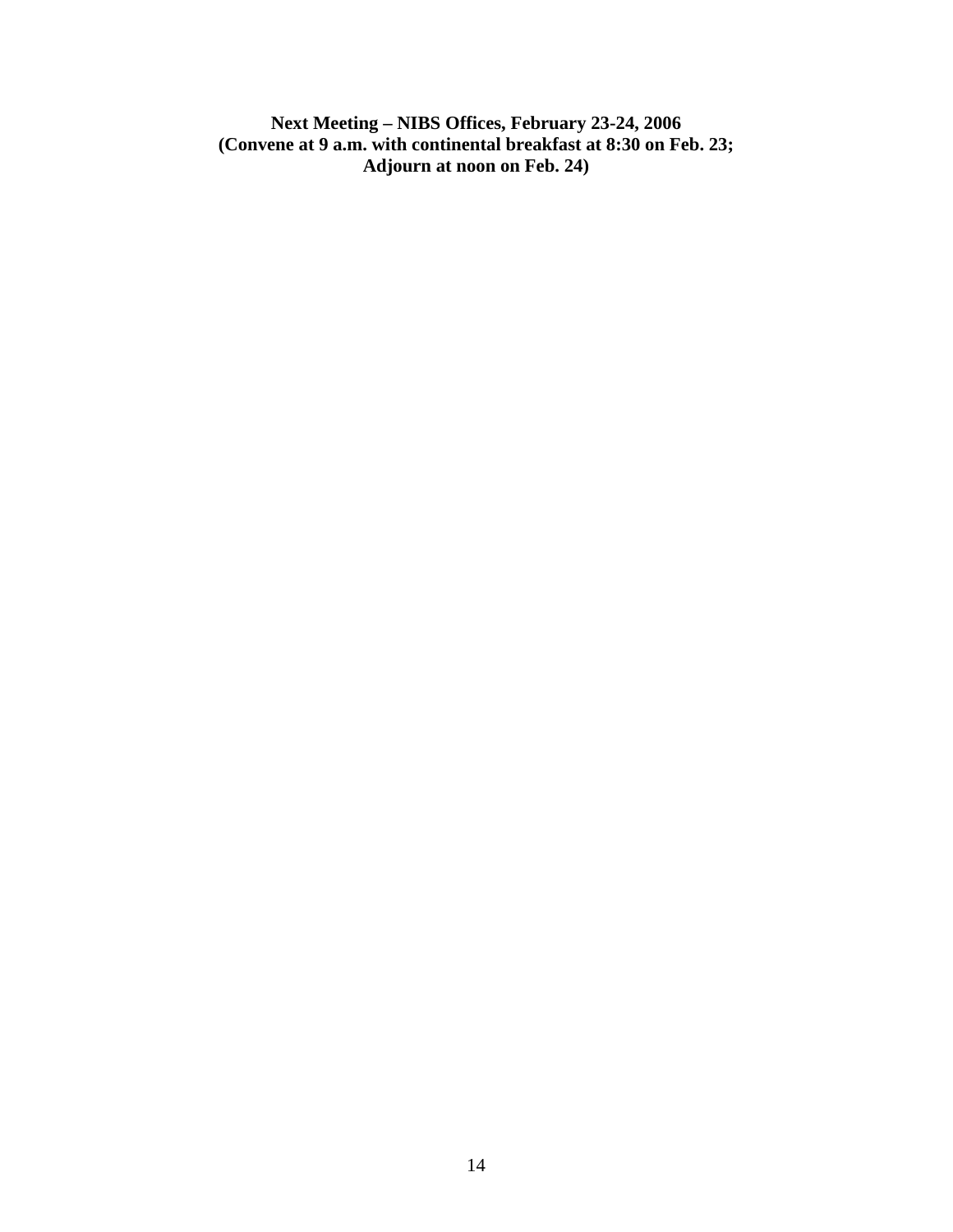**Next Meeting – NIBS Offices, February 23-24, 2006**
**(Convene at 9 a.m. with continental breakfast at 8:30 on Feb. 23;**
**Adjourn at noon on Feb. 24)**